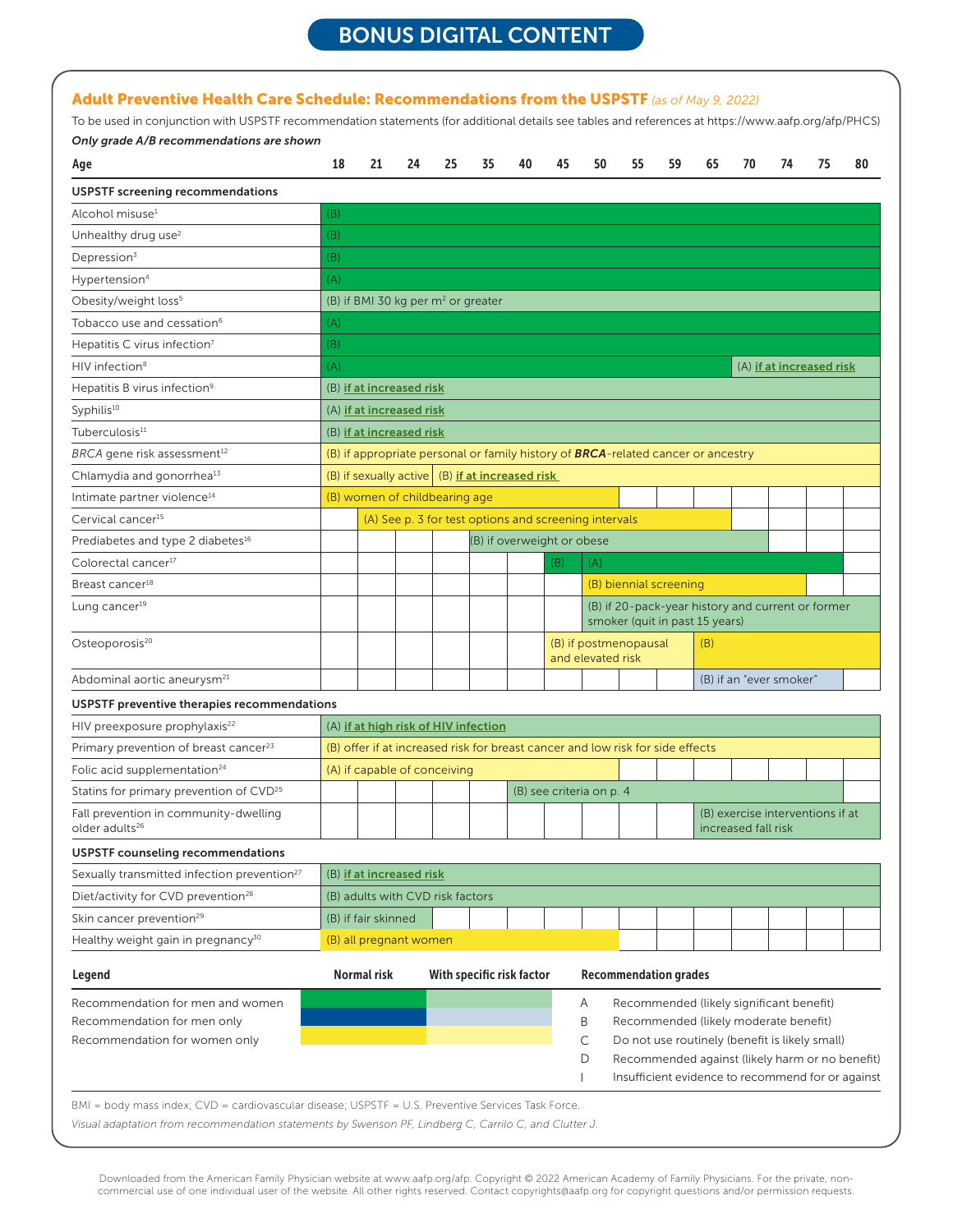## Adult Preventive Health Care Schedule: Recommendations from the USPSTF *(as of May 9, 2022)*

To be used in conjunction with USPSTF recommendation statements (for additional details see tables and references at https://www.aafp.org/afp/PHCS)

***Only grade A/B recommendations are shown***

| Age | 18 | 21 | 24 | 25 | 35 | 40 | 45 | 50 | 55 | 59 | 65 | 70 | 74 | 75 | 80 |
|---|---|---|---|---|---|---|---|---|---|---|---|---|---|---|---|
| **USPSTF screening recommendations** | | | | | | | | | | | | | | | |
| Alcohol misuse[1] | (B) | | | | | | | | | | | | | | |
| Unhealthy drug use[2] | (B) | | | | | | | | | | | | | | |
| Depression[3] | (B) | | | | | | | | | | | | | | |
| Hypertension[4] | (A) | | | | | | | | | | | | | | |
| Obesity/weight loss[5] | (B) if BMI 30 kg per m² or greater | | | | | | | | | | | | | | |
| Tobacco use and cessation[6] | (A) | | | | | | | | | | | | | | |
| Hepatitis C virus infection[7] | (B) | | | | | | | | | | | | | | |
| HIV infection[8] | (A) | | | | | | | | | | | (A) if at increased risk | | | |
| Hepatitis B virus infection[9] | (B) if at increased risk | | | | | | | | | | | | | | |
| Syphilis[10] | (A) if at increased risk | | | | | | | | | | | | | | |
| Tuberculosis[11] | (B) if at increased risk | | | | | | | | | | | | | | |
| *BRCA* gene risk assessment[12] | (B) if appropriate personal or family history of ***BRCA***-related cancer or ancestry | | | | | | | | | | | | | | |
| Chlamydia and gonorrhea[13] | (B) if sexually active | | | (B) if at increased risk | | | | | | | | | | | |
| Intimate partner violence[14] | (B) women of childbearing age | | | | | | | | | | | | | | |
| Cervical cancer[15] | | (A) See p. 3 for test options and screening intervals | | | | | | | | | | | | | |
| Prediabetes and type 2 diabetes[16] | | | | | (B) if overweight or obese | | | | | | | | | | |
| Colorectal cancer[17] | | | | | | | (B) | (A) | | | | | | | |
| Breast cancer[18] | | | | | | | | (B) biennial screening | | | | | | | |
| Lung cancer[19] | | | | | | | | (B) if 20-pack-year history and current or former smoker (quit in past 15 years) | | | | | | | |
| Osteoporosis[20] | | | | | | | (B) if postmenopausal and elevated risk | | | | (B) | | | | |
| Abdominal aortic aneurysm[21] | | | | | | | | | | | (B) if an "ever smoker" | | | | |
| **USPSTF preventive therapies recommendations** | | | | | | | | | | | | | | | |
| HIV preexposure prophylaxis[22] | (A) if at high risk of HIV infection | | | | | | | | | | | | | | |
| Primary prevention of breast cancer[23] | (B) offer if at increased risk for breast cancer and low risk for side effects | | | | | | | | | | | | | | |
| Folic acid supplementation[24] | (A) if capable of conceiving | | | | | | | | | | | | | | |
| Statins for primary prevention of CVD[25] | | | | | | (B) see criteria on p. 4 | | | | | | | | | |
| Fall prevention in community-dwelling older adults[26] | | | | | | | | | | | (B) exercise interventions if at increased fall risk | | | | |
| **USPSTF counseling recommendations** | | | | | | | | | | | | | | | |
| Sexually transmitted infection prevention[27] | (B) if at increased risk | | | | | | | | | | | | | | |
| Diet/activity for CVD prevention[28] | (B) adults with CVD risk factors | | | | | | | | | | | | | | |
| Skin cancer prevention[29] | (B) if fair skinned | | | | | | | | | | | | | | |
| Healthy weight gain in pregnancy[30] | (B) all pregnant women | | | | | | | | | | | | | | |

**Legend**

| | Normal risk | With specific risk factor |
|---|---|---|
| Recommendation for men and women | | |
| Recommendation for men only | | |
| Recommendation for women only | | |

**Recommendation grades**

| | |
|---|---|
| A | Recommended (likely significant benefit) |
| B | Recommended (likely moderate benefit) |
| C | Do not use routinely (benefit is likely small) |
| D | Recommended against (likely harm or no benefit) |
| I | Insufficient evidence to recommend for or against |

BMI = body mass index; CVD = cardiovascular disease; USPSTF = U.S. Preventive Services Task Force.

*Visual adaptation from recommendation statements by Swenson PF, Lindberg C, Carrilo C, and Clutter J.*

Downloaded from the American Family Physician website at www.aafp.org/afp. Copyright © 2022 American Academy of Family Physicians. For the private, non-commercial use of one individual user of the website. All other rights reserved. Contact copyrights@aafp.org for copyright questions and/or permission requests.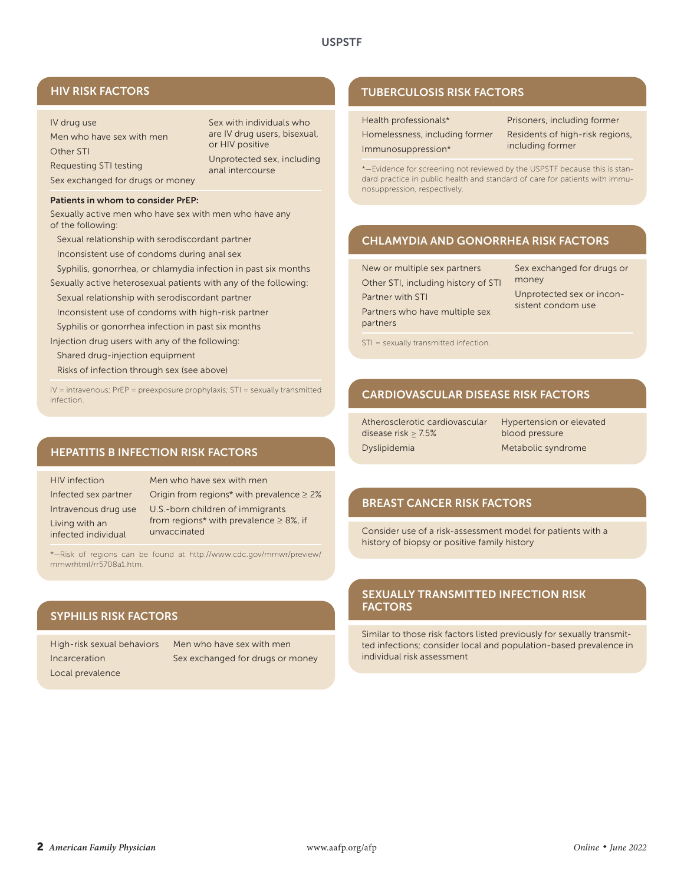## HIV RISK FACTORS

- IV drug use
- Men who have sex with men
- Other STI
- Requesting STI testing
- Sex exchanged for drugs or money
- Sex with individuals who are IV drug users, bisexual, or HIV positive
- Unprotected sex, including anal intercourse

**Patients in whom to consider PrEP:**

Sexually active men who have sex with men who have any of the following:

- Sexual relationship with serodiscordant partner
- Inconsistent use of condoms during anal sex
- Syphilis, gonorrhea, or chlamydia infection in past six months

Sexually active heterosexual patients with any of the following:

- Sexual relationship with serodiscordant partner
- Inconsistent use of condoms with high-risk partner
- Syphilis or gonorrhea infection in past six months

Injection drug users with any of the following:

- Shared drug-injection equipment
- Risks of infection through sex (see above)

IV = intravenous; PrEP = preexposure prophylaxis; STI = sexually transmitted infection.

## HEPATITIS B INFECTION RISK FACTORS

- HIV infection
- Infected sex partner
- Intravenous drug use
- Living with an infected individual
- Men who have sex with men
- Origin from regions* with prevalence ≥ 2%
- U.S.-born children of immigrants from regions* with prevalence ≥ 8%, if unvaccinated

*—Risk of regions can be found at http://www.cdc.gov/mmwr/preview/mmwrhtml/rr5708a1.htm.

## SYPHILIS RISK FACTORS

- High-risk sexual behaviors
- Incarceration
- Local prevalence
- Men who have sex with men
- Sex exchanged for drugs or money

## TUBERCULOSIS RISK FACTORS

- Health professionals*
- Homelessness, including former
- Immunosuppression*
- Prisoners, including former
- Residents of high-risk regions, including former

*—Evidence for screening not reviewed by the USPSTF because this is standard practice in public health and standard of care for patients with immunosuppression, respectively.

## CHLAMYDIA AND GONORRHEA RISK FACTORS

- New or multiple sex partners
- Other STI, including history of STI
- Partner with STI
- Partners who have multiple sex partners
- Sex exchanged for drugs or money
- Unprotected sex or inconsistent condom use

STI = sexually transmitted infection.

## CARDIOVASCULAR DISEASE RISK FACTORS

- Atherosclerotic cardiovascular disease risk ≥ 7.5%
- Dyslipidemia
- Hypertension or elevated blood pressure
- Metabolic syndrome

## BREAST CANCER RISK FACTORS

Consider use of a risk-assessment model for patients with a history of biopsy or positive family history

## SEXUALLY TRANSMITTED INFECTION RISK FACTORS

Similar to those risk factors listed previously for sexually transmitted infections; consider local and population-based prevalence in individual risk assessment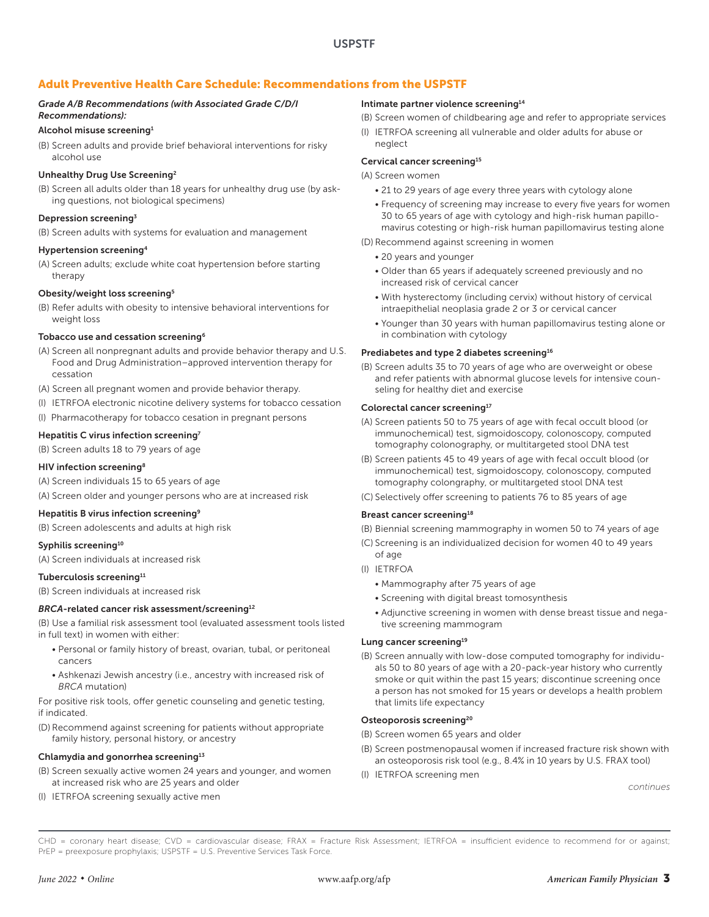## Adult Preventive Health Care Schedule: Recommendations from the USPSTF

*Grade A/B Recommendations (with Associated Grade C/D/I Recommendations):*

#### Alcohol misuse screening[1]

(B) Screen adults and provide brief behavioral interventions for risky alcohol use

#### Unhealthy Drug Use Screening[2]

(B) Screen all adults older than 18 years for unhealthy drug use (by asking questions, not biological specimens)

#### Depression screening[3]

(B) Screen adults with systems for evaluation and management

#### Hypertension screening[4]

(A) Screen adults; exclude white coat hypertension before starting therapy

#### Obesity/weight loss screening[5]

(B) Refer adults with obesity to intensive behavioral interventions for weight loss

#### Tobacco use and cessation screening[6]

(A) Screen all nonpregnant adults and provide behavior therapy and U.S. Food and Drug Administration–approved intervention therapy for cessation

(A) Screen all pregnant women and provide behavior therapy.

(I) IETRFOA electronic nicotine delivery systems for tobacco cessation

(I) Pharmacotherapy for tobacco cesation in pregnant persons

#### Hepatitis C virus infection screening[7]

(B) Screen adults 18 to 79 years of age

#### HIV infection screening[8]

(A) Screen individuals 15 to 65 years of age

(A) Screen older and younger persons who are at increased risk

#### Hepatitis B virus infection screening[9]

(B) Screen adolescents and adults at high risk

#### Syphilis screening[10]

(A) Screen individuals at increased risk

#### Tuberculosis screening[11]

(B) Screen individuals at increased risk

#### *BRCA*-related cancer risk assessment/screening[12]

(B) Use a familial risk assessment tool (evaluated assessment tools listed in full text) in women with either:

- Personal or family history of breast, ovarian, tubal, or peritoneal cancers
- Ashkenazi Jewish ancestry (i.e., ancestry with increased risk of *BRCA* mutation)

For positive risk tools, offer genetic counseling and genetic testing, if indicated.

(D) Recommend against screening for patients without appropriate family history, personal history, or ancestry

#### Chlamydia and gonorrhea screening[13]

(B) Screen sexually active women 24 years and younger, and women at increased risk who are 25 years and older

(I) IETRFOA screening sexually active men

#### Intimate partner violence screening[14]

(B) Screen women of childbearing age and refer to appropriate services

(I) IETRFOA screening all vulnerable and older adults for abuse or neglect

#### Cervical cancer screening[15]

(A) Screen women

- 21 to 29 years of age every three years with cytology alone
- Frequency of screening may increase to every five years for women 30 to 65 years of age with cytology and high-risk human papillomavirus cotesting or high-risk human papillomavirus testing alone

(D) Recommend against screening in women

- 20 years and younger
- Older than 65 years if adequately screened previously and no increased risk of cervical cancer
- With hysterectomy (including cervix) without history of cervical intraepithelial neoplasia grade 2 or 3 or cervical cancer
- Younger than 30 years with human papillomavirus testing alone or in combination with cytology

#### Prediabetes and type 2 diabetes screening[16]

(B) Screen adults 35 to 70 years of age who are overweight or obese and refer patients with abnormal glucose levels for intensive counseling for healthy diet and exercise

#### Colorectal cancer screening[17]

(A) Screen patients 50 to 75 years of age with fecal occult blood (or immunochemical) test, sigmoidoscopy, colonoscopy, computed tomography colonography, or multitargeted stool DNA test

(B) Screen patients 45 to 49 years of age with fecal occult blood (or immunochemical) test, sigmoidoscopy, colonoscopy, computed tomography colongraphy, or multitargeted stool DNA test

(C) Selectively offer screening to patients 76 to 85 years of age

#### Breast cancer screening[18]

(B) Biennial screening mammography in women 50 to 74 years of age

(C) Screening is an individualized decision for women 40 to 49 years of age

(I) IETRFOA

- Mammography after 75 years of age
- Screening with digital breast tomosynthesis
- Adjunctive screening in women with dense breast tissue and negative screening mammogram

#### Lung cancer screening[19]

(B) Screen annually with low-dose computed tomography for individuals 50 to 80 years of age with a 20-pack-year history who currently smoke or quit within the past 15 years; discontinue screening once a person has not smoked for 15 years or develops a health problem that limits life expectancy

#### Osteoporosis screening[20]

(B) Screen women 65 years and older

(B) Screen postmenopausal women if increased fracture risk shown with an osteoporosis risk tool (e.g., 8.4% in 10 years by U.S. FRAX tool)

(I) IETRFOA screening men

*continues*

CHD = coronary heart disease; CVD = cardiovascular disease; FRAX = Fracture Risk Assessment; IETRFOA = insufficient evidence to recommend for or against; PrEP = preexposure prophylaxis; USPSTF = U.S. Preventive Services Task Force.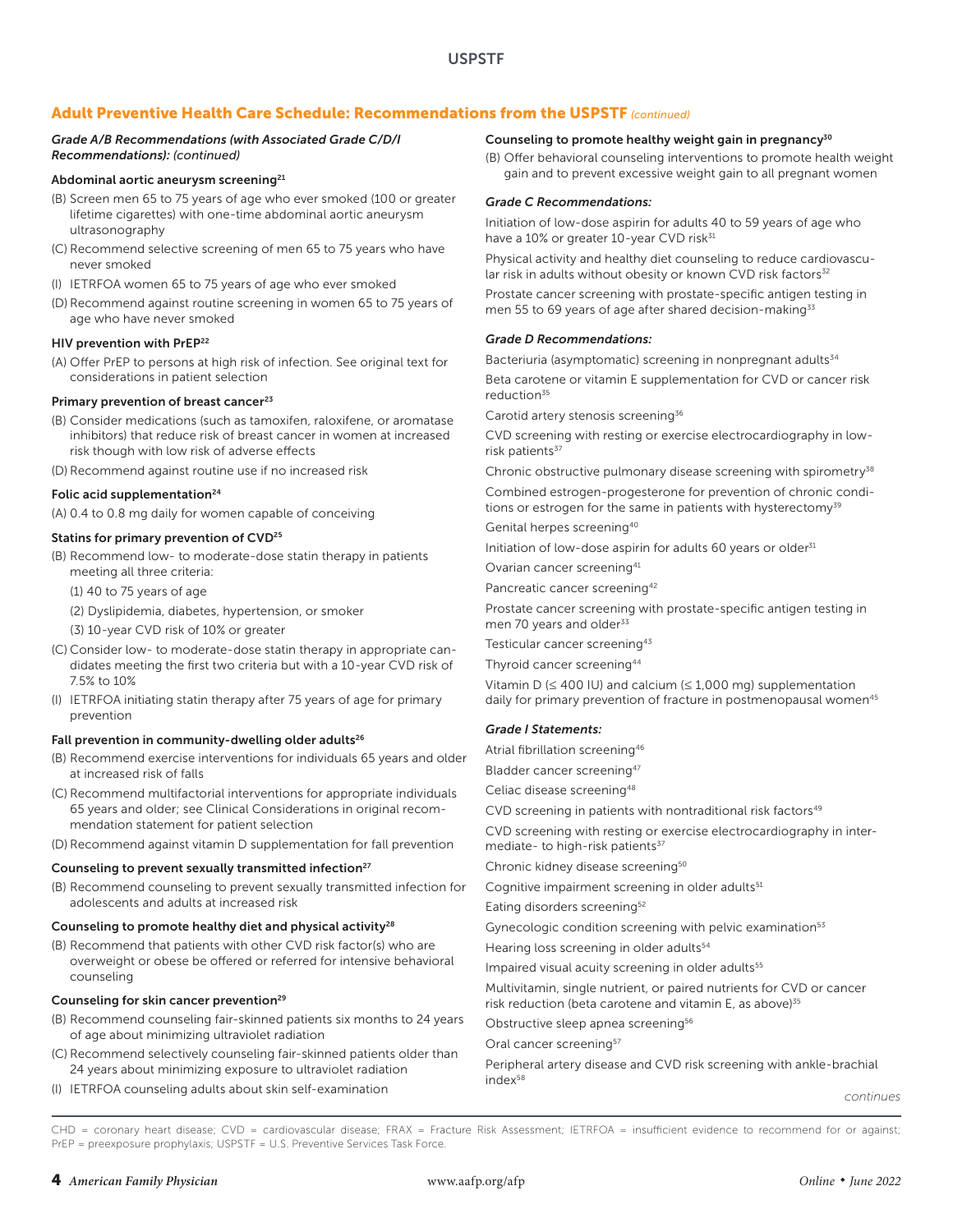## Adult Preventive Health Care Schedule: Recommendations from the USPSTF *(continued)*

*Grade A/B Recommendations (with Associated Grade C/D/I Recommendations): (continued)*

**Abdominal aortic aneurysm screening**[21]

(B) Screen men 65 to 75 years of age who ever smoked (100 or greater lifetime cigarettes) with one-time abdominal aortic aneurysm ultrasonography

(C) Recommend selective screening of men 65 to 75 years who have never smoked

(I) IETRFOA women 65 to 75 years of age who ever smoked

(D) Recommend against routine screening in women 65 to 75 years of age who have never smoked

**HIV prevention with PrEP**[22]

(A) Offer PrEP to persons at high risk of infection. See original text for considerations in patient selection

**Primary prevention of breast cancer**[23]

(B) Consider medications (such as tamoxifen, raloxifene, or aromatase inhibitors) that reduce risk of breast cancer in women at increased risk though with low risk of adverse effects

(D) Recommend against routine use if no increased risk

**Folic acid supplementation**[24]

(A) 0.4 to 0.8 mg daily for women capable of conceiving

**Statins for primary prevention of CVD**[25]

(B) Recommend low- to moderate-dose statin therapy in patients meeting all three criteria:

(1) 40 to 75 years of age

(2) Dyslipidemia, diabetes, hypertension, or smoker

(3) 10-year CVD risk of 10% or greater

(C) Consider low- to moderate-dose statin therapy in appropriate candidates meeting the first two criteria but with a 10-year CVD risk of 7.5% to 10%

(I) IETRFOA initiating statin therapy after 75 years of age for primary prevention

**Fall prevention in community-dwelling older adults**[26]

(B) Recommend exercise interventions for individuals 65 years and older at increased risk of falls

(C) Recommend multifactorial interventions for appropriate individuals 65 years and older; see Clinical Considerations in original recommendation statement for patient selection

(D) Recommend against vitamin D supplementation for fall prevention

**Counseling to prevent sexually transmitted infection**[27]

(B) Recommend counseling to prevent sexually transmitted infection for adolescents and adults at increased risk

**Counseling to promote healthy diet and physical activity**[28]

(B) Recommend that patients with other CVD risk factor(s) who are overweight or obese be offered or referred for intensive behavioral counseling

**Counseling for skin cancer prevention**[29]

(B) Recommend counseling fair-skinned patients six months to 24 years of age about minimizing ultraviolet radiation

(C) Recommend selectively counseling fair-skinned patients older than 24 years about minimizing exposure to ultraviolet radiation

(I) IETRFOA counseling adults about skin self-examination

**Counseling to promote healthy weight gain in pregnancy**[30]

(B) Offer behavioral counseling interventions to promote health weight gain and to prevent excessive weight gain to all pregnant women

*Grade C Recommendations:*

Initiation of low-dose aspirin for adults 40 to 59 years of age who have a 10% or greater 10-year CVD risk[31]

Physical activity and healthy diet counseling to reduce cardiovascular risk in adults without obesity or known CVD risk factors[32]

Prostate cancer screening with prostate-specific antigen testing in men 55 to 69 years of age after shared decision-making[33]

*Grade D Recommendations:*

Bacteriuria (asymptomatic) screening in nonpregnant adults[34]

Beta carotene or vitamin E supplementation for CVD or cancer risk reduction[35]

Carotid artery stenosis screening[36]

CVD screening with resting or exercise electrocardiography in low-risk patients[37]

Chronic obstructive pulmonary disease screening with spirometry[38]

Combined estrogen-progesterone for prevention of chronic conditions or estrogen for the same in patients with hysterectomy[39]

Genital herpes screening[40]

Initiation of low-dose aspirin for adults 60 years or older[31]

Ovarian cancer screening[41]

Pancreatic cancer screening[42]

Prostate cancer screening with prostate-specific antigen testing in men 70 years and older[33]

Testicular cancer screening[43]

Thyroid cancer screening[44]

Vitamin D (≤ 400 IU) and calcium (≤ 1,000 mg) supplementation daily for primary prevention of fracture in postmenopausal women[45]

*Grade I Statements:*

Atrial fibrillation screening[46]

Bladder cancer screening[47]

Celiac disease screening[48]

CVD screening in patients with nontraditional risk factors[49]

CVD screening with resting or exercise electrocardiography in intermediate- to high-risk patients[37]

Chronic kidney disease screening[50]

Cognitive impairment screening in older adults[51]

Eating disorders screening[52]

Gynecologic condition screening with pelvic examination[53]

Hearing loss screening in older adults[54]

Impaired visual acuity screening in older adults[55]

Multivitamin, single nutrient, or paired nutrients for CVD or cancer risk reduction (beta carotene and vitamin E, as above)[35]

Obstructive sleep apnea screening[56]

Oral cancer screening[57]

Peripheral artery disease and CVD risk screening with ankle-brachial index[58]

*continues*

CHD = coronary heart disease; CVD = cardiovascular disease; FRAX = Fracture Risk Assessment; IETRFOA = insufficient evidence to recommend for or against; PrEP = preexposure prophylaxis; USPSTF = U.S. Preventive Services Task Force.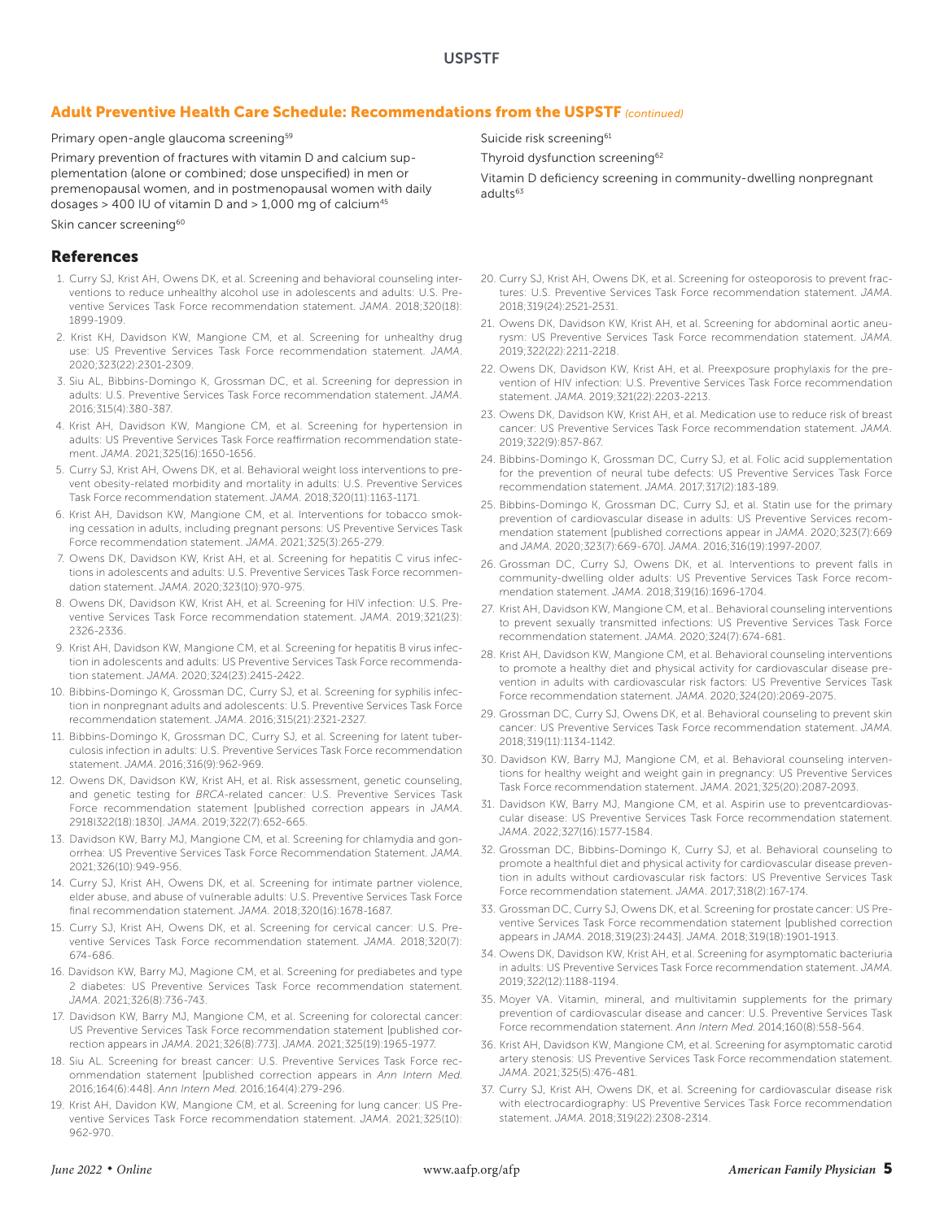## Adult Preventive Health Care Schedule: Recommendations from the USPSTF *(continued)*

Primary open-angle glaucoma screening[59]

Primary prevention of fractures with vitamin D and calcium supplementation (alone or combined; dose unspecified) in men or premenopausal women, and in postmenopausal women with daily dosages > 400 IU of vitamin D and > 1,000 mg of calcium[45]

Skin cancer screening[60]

Suicide risk screening[61]

Thyroid dysfunction screening[62]

Vitamin D deficiency screening in community-dwelling nonpregnant adults[63]

## References

1. Curry SJ, Krist AH, Owens DK, et al. Screening and behavioral counseling interventions to reduce unhealthy alcohol use in adolescents and adults: U.S. Preventive Services Task Force recommendation statement. *JAMA*. 2018;320(18):1899-1909.
2. Krist KH, Davidson KW, Mangione CM, et al. Screening for unhealthy drug use: US Preventive Services Task Force recommendation statement. *JAMA*. 2020;323(22):2301-2309.
3. Siu AL, Bibbins-Domingo K, Grossman DC, et al. Screening for depression in adults: U.S. Preventive Services Task Force recommendation statement. *JAMA*. 2016;315(4):380-387.
4. Krist AH, Davidson KW, Mangione CM, et al. Screening for hypertension in adults: US Preventive Services Task Force reaffirmation recommendation statement. *JAMA*. 2021;325(16):1650-1656.
5. Curry SJ, Krist AH, Owens DK, et al. Behavioral weight loss interventions to prevent obesity-related morbidity and mortality in adults: U.S. Preventive Services Task Force recommendation statement. *JAMA*. 2018;320(11):1163-1171.
6. Krist AH, Davidson KW, Mangione CM, et al. Interventions for tobacco smoking cessation in adults, including pregnant persons: US Preventive Services Task Force recommendation statement. *JAMA*. 2021;325(3):265-279.
7. Owens DK, Davidson KW, Krist AH, et al. Screening for hepatitis C virus infections in adolescents and adults: U.S. Preventive Services Task Force recommendation statement. *JAMA*. 2020;323(10):970-975.
8. Owens DK, Davidson KW, Krist AH, et al. Screening for HIV infection: U.S. Preventive Services Task Force recommendation statement. *JAMA*. 2019;321(23):2326-2336.
9. Krist AH, Davidson KW, Mangione CM, et al. Screening for hepatitis B virus infection in adolescents and adults: US Preventive Services Task Force recommendation statement. *JAMA*. 2020;324(23):2415-2422.
10. Bibbins-Domingo K, Grossman DC, Curry SJ, et al. Screening for syphilis infection in nonpregnant adults and adolescents: U.S. Preventive Services Task Force recommendation statement. *JAMA*. 2016;315(21):2321-2327.
11. Bibbins-Domingo K, Grossman DC, Curry SJ, et al. Screening for latent tuberculosis infection in adults: U.S. Preventive Services Task Force recommendation statement. *JAMA*. 2016;316(9):962-969.
12. Owens DK, Davidson KW, Krist AH, et al. Risk assessment, genetic counseling, and genetic testing for *BRCA*-related cancer: U.S. Preventive Services Task Force recommendation statement [published correction appears in *JAMA*. 2918l322(18):1830]. *JAMA*. 2019;322(7):652-665.
13. Davidson KW, Barry MJ, Mangione CM, et al. Screening for chlamydia and gonorrhea: US Preventive Services Task Force Recommendation Statement. *JAMA*. 2021;326(10):949-956.
14. Curry SJ, Krist AH, Owens DK, et al. Screening for intimate partner violence, elder abuse, and abuse of vulnerable adults: U.S. Preventive Services Task Force final recommendation statement. *JAMA*. 2018;320(16):1678-1687.
15. Curry SJ, Krist AH, Owens DK, et al. Screening for cervical cancer: U.S. Preventive Services Task Force recommendation statement. *JAMA*. 2018;320(7):674-686.
16. Davidson KW, Barry MJ, Magione CM, et al. Screening for prediabetes and type 2 diabetes: US Preventive Services Task Force recommendation statement. *JAMA*. 2021;326(8):736-743.
17. Davidson KW, Barry MJ, Mangione CM, et al. Screening for colorectal cancer: US Preventive Services Task Force recommendation statement [published correction appears in *JAMA*. 2021;326(8):773]. *JAMA*. 2021;325(19):1965-1977.
18. Siu AL. Screening for breast cancer: U.S. Preventive Services Task Force recommendation statement [published correction appears in *Ann Intern Med*. 2016;164(6):448]. *Ann Intern Med*. 2016;164(4):279-296.
19. Krist AH, Davidon KW, Mangione CM, et al. Screening for lung cancer: US Preventive Services Task Force recommendation statement. *JAMA*. 2021;325(10):962-970.
20. Curry SJ, Krist AH, Owens DK, et al. Screening for osteoporosis to prevent fractures: U.S. Preventive Services Task Force recommendation statement. *JAMA*. 2018;319(24):2521-2531.
21. Owens DK, Davidson KW, Krist AH, et al. Screening for abdominal aortic aneurysm: US Preventive Services Task Force recommendation statement. *JAMA*. 2019;322(22):2211-2218.
22. Owens DK, Davidson KW, Krist AH, et al. Preexposure prophylaxis for the prevention of HIV infection: U.S. Preventive Services Task Force recommendation statement. *JAMA*. 2019;321(22):2203-2213.
23. Owens DK, Davidson KW, Krist AH, et al. Medication use to reduce risk of breast cancer: US Preventive Services Task Force recommendation statement. *JAMA*. 2019;322(9):857-867.
24. Bibbins-Domingo K, Grossman DC, Curry SJ, et al. Folic acid supplementation for the prevention of neural tube defects: US Preventive Services Task Force recommendation statement. *JAMA*. 2017;317(2):183-189.
25. Bibbins-Domingo K, Grossman DC, Curry SJ, et al. Statin use for the primary prevention of cardiovascular disease in adults: US Preventive Services recommendation statement [published corrections appear in *JAMA*. 2020;323(7):669 and *JAMA*. 2020;323(7):669-670]. *JAMA*. 2016;316(19):1997-2007.
26. Grossman DC, Curry SJ, Owens DK, et al. Interventions to prevent falls in community-dwelling older adults: US Preventive Services Task Force recommendation statement. *JAMA*. 2018;319(16):1696-1704.
27. Krist AH, Davidson KW, Mangione CM, et al.. Behavioral counseling interventions to prevent sexually transmitted infections: US Preventive Services Task Force recommendation statement. *JAMA*. 2020;324(7):674-681.
28. Krist AH, Davidson KW, Mangione CM, et al. Behavioral counseling interventions to promote a healthy diet and physical activity for cardiovascular disease prevention in adults with cardiovascular risk factors: US Preventive Services Task Force recommendation statement. *JAMA*. 2020;324(20):2069-2075.
29. Grossman DC, Curry SJ, Owens DK, et al. Behavioral counseling to prevent skin cancer: US Preventive Services Task Force recommendation statement. *JAMA*. 2018;319(11):1134-1142.
30. Davidson KW, Barry MJ, Mangione CM, et al. Behavioral counseling interventions for healthy weight and weight gain in pregnancy: US Preventive Services Task Force recommendation statement. *JAMA*. 2021;325(20):2087-2093.
31. Davidson KW, Barry MJ, Mangione CM, et al. Aspirin use to preventcardiovascular disease: US Preventive Services Task Force recommendation statement. *JAMA*. 2022;327(16):1577-1584.
32. Grossman DC, Bibbins-Domingo K, Curry SJ, et al. Behavioral counseling to promote a healthful diet and physical activity for cardiovascular disease prevention in adults without cardiovascular risk factors: US Preventive Services Task Force recommendation statement. *JAMA*. 2017;318(2):167-174.
33. Grossman DC, Curry SJ, Owens DK, et al. Screening for prostate cancer: US Preventive Services Task Force recommendation statement [published correction appears in *JAMA*. 2018;319(23):2443]. *JAMA*. 2018;319(18):1901-1913.
34. Owens DK, Davidson KW, Krist AH, et al. Screening for asymptomatic bacteriuria in adults: US Preventive Services Task Force recommendation statement. *JAMA*. 2019;322(12):1188-1194.
35. Moyer VA. Vitamin, mineral, and multivitamin supplements for the primary prevention of cardiovascular disease and cancer: U.S. Preventive Services Task Force recommendation statement. *Ann Intern Med*. 2014;160(8):558-564.
36. Krist AH, Davidson KW, Mangione CM, et al. Screening for asymptomatic carotid artery stenosis: US Preventive Services Task Force recommendation statement. *JAMA*. 2021;325(5):476-481.
37. Curry SJ, Krist AH, Owens DK, et al. Screening for cardiovascular disease risk with electrocardiography: US Preventive Services Task Force recommendation statement. *JAMA*. 2018;319(22):2308-2314.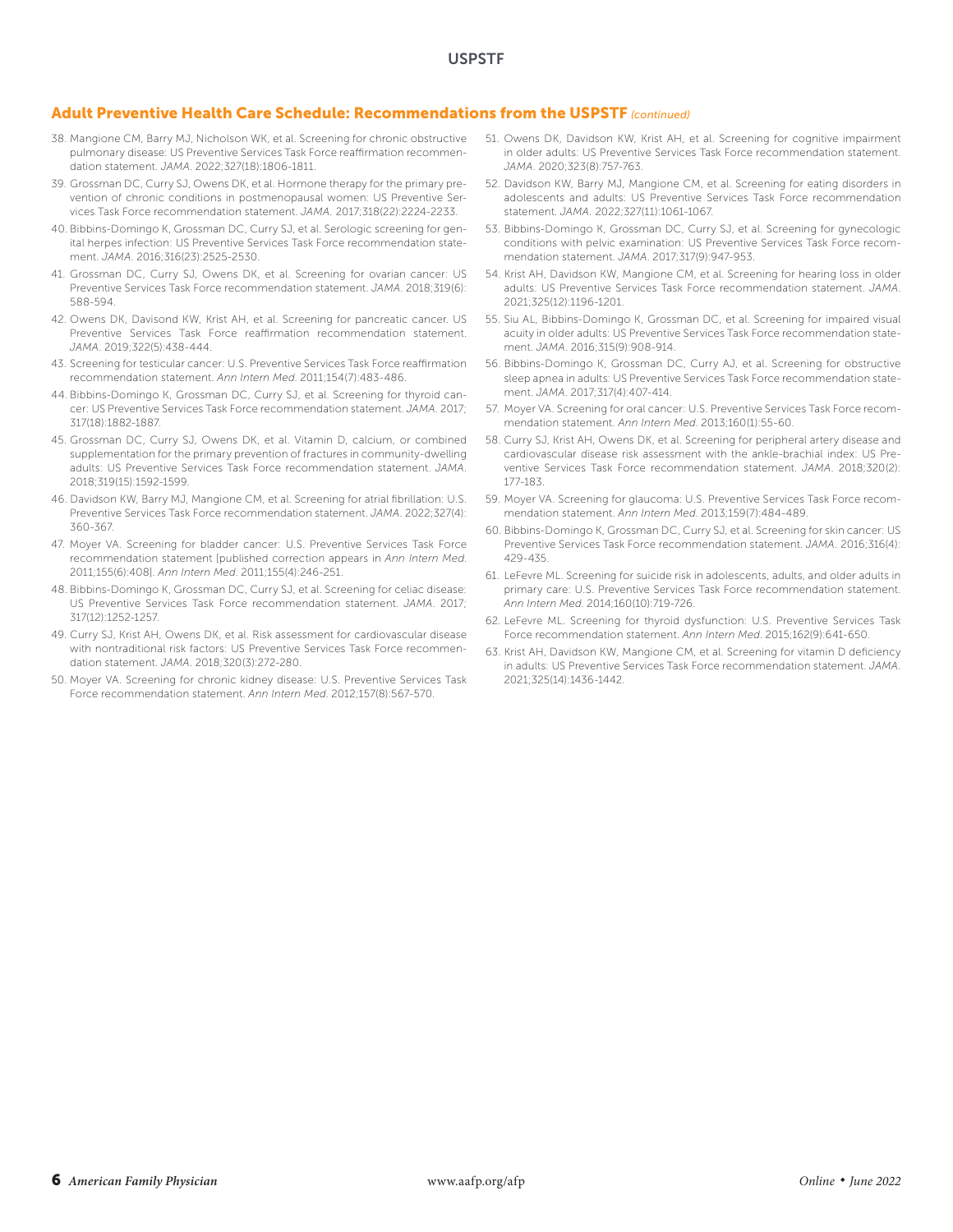## Adult Preventive Health Care Schedule: Recommendations from the USPSTF *(continued)*

38. Mangione CM, Barry MJ, Nicholson WK, et al. Screening for chronic obstructive pulmonary disease: US Preventive Services Task Force reaffirmation recommendation statement. *JAMA*. 2022;327(18):1806-1811.
39. Grossman DC, Curry SJ, Owens DK, et al. Hormone therapy for the primary prevention of chronic conditions in postmenopausal women: US Preventive Services Task Force recommendation statement. *JAMA*. 2017;318(22):2224-2233.
40. Bibbins-Domingo K, Grossman DC, Curry SJ, et al. Serologic screening for genital herpes infection: US Preventive Services Task Force recommendation statement. *JAMA*. 2016;316(23):2525-2530.
41. Grossman DC, Curry SJ, Owens DK, et al. Screening for ovarian cancer: US Preventive Services Task Force recommendation statement. *JAMA*. 2018;319(6):588-594.
42. Owens DK, Davisond KW, Krist AH, et al. Screening for pancreatic cancer. US Preventive Services Task Force reaffirmation recommendation statement. *JAMA*. 2019;322(5):438-444.
43. Screening for testicular cancer: U.S. Preventive Services Task Force reaffirmation recommendation statement. *Ann Intern Med*. 2011;154(7):483-486.
44. Bibbins-Domingo K, Grossman DC, Curry SJ, et al. Screening for thyroid cancer: US Preventive Services Task Force recommendation statement. *JAMA*. 2017;317(18):1882-1887.
45. Grossman DC, Curry SJ, Owens DK, et al. Vitamin D, calcium, or combined supplementation for the primary prevention of fractures in community-dwelling adults: US Preventive Services Task Force recommendation statement. *JAMA*. 2018;319(15):1592-1599.
46. Davidson KW, Barry MJ, Mangione CM, et al. Screening for atrial fibrillation: U.S. Preventive Services Task Force recommendation statement. *JAMA*. 2022;327(4):360-367.
47. Moyer VA. Screening for bladder cancer: U.S. Preventive Services Task Force recommendation statement [published correction appears in *Ann Intern Med*. 2011;155(6):408]. *Ann Intern Med*. 2011;155(4):246-251.
48. Bibbins-Domingo K, Grossman DC, Curry SJ, et al. Screening for celiac disease: US Preventive Services Task Force recommendation statement. *JAMA*. 2017;317(12):1252-1257.
49. Curry SJ, Krist AH, Owens DK, et al. Risk assessment for cardiovascular disease with nontraditional risk factors: US Preventive Services Task Force recommendation statement. *JAMA*. 2018;320(3):272-280.
50. Moyer VA. Screening for chronic kidney disease: U.S. Preventive Services Task Force recommendation statement. *Ann Intern Med*. 2012;157(8):567-570.
51. Owens DK, Davidson KW, Krist AH, et al. Screening for cognitive impairment in older adults: US Preventive Services Task Force recommendation statement. *JAMA*. 2020;323(8):757-763.
52. Davidson KW, Barry MJ, Mangione CM, et al. Screening for eating disorders in adolescents and adults: US Preventive Services Task Force recommendation statement. *JAMA*. 2022;327(11):1061-1067.
53. Bibbins-Domingo K, Grossman DC, Curry SJ, et al. Screening for gynecologic conditions with pelvic examination: US Preventive Services Task Force recommendation statement. *JAMA*. 2017;317(9):947-953.
54. Krist AH, Davidson KW, Mangione CM, et al. Screening for hearing loss in older adults: US Preventive Services Task Force recommendation statement. *JAMA*. 2021;325(12):1196-1201.
55. Siu AL, Bibbins-Domingo K, Grossman DC, et al. Screening for impaired visual acuity in older adults: US Preventive Services Task Force recommendation statement. *JAMA*. 2016;315(9):908-914.
56. Bibbins-Domingo K, Grossman DC, Curry AJ, et al. Screening for obstructive sleep apnea in adults: US Preventive Services Task Force recommendation statement. *JAMA*. 2017;317(4):407-414.
57. Moyer VA. Screening for oral cancer: U.S. Preventive Services Task Force recommendation statement. *Ann Intern Med*. 2013;160(1):55-60.
58. Curry SJ, Krist AH, Owens DK, et al. Screening for peripheral artery disease and cardiovascular disease risk assessment with the ankle-brachial index: US Preventive Services Task Force recommendation statement. *JAMA*. 2018;320(2):177-183.
59. Moyer VA. Screening for glaucoma: U.S. Preventive Services Task Force recommendation statement. *Ann Intern Med*. 2013;159(7):484-489.
60. Bibbins-Domingo K, Grossman DC, Curry SJ, et al. Screening for skin cancer: US Preventive Services Task Force recommendation statement. *JAMA*. 2016;316(4):429-435.
61. LeFevre ML. Screening for suicide risk in adolescents, adults, and older adults in primary care: U.S. Preventive Services Task Force recommendation statement. *Ann Intern Med*. 2014;160(10):719-726.
62. LeFevre ML. Screening for thyroid dysfunction: U.S. Preventive Services Task Force recommendation statement. *Ann Intern Med*. 2015;162(9):641-650.
63. Krist AH, Davidson KW, Mangione CM, et al. Screening for vitamin D deficiency in adults: US Preventive Services Task Force recommendation statement. *JAMA*. 2021;325(14):1436-1442.